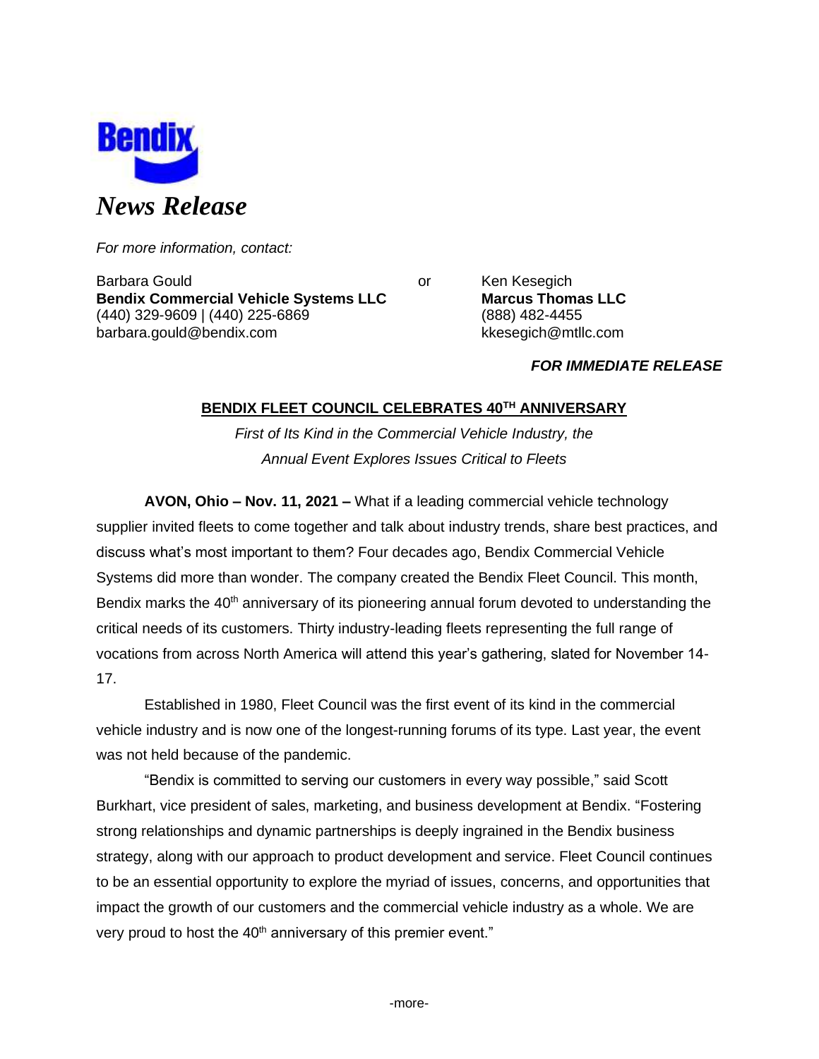Bendix

*News Release*

*For more information, contact:*

Barbara Gould
**Bendix Commercial Vehicle Systems LLC**
(440) 329-9609 | (440) 225-6869
barbara.gould@bendix.com

or

Ken Kesegich
**Marcus Thomas LLC**
(888) 482-4455
kkesegich@mtllc.com

***FOR IMMEDIATE RELEASE***

## BENDIX FLEET COUNCIL CELEBRATES 40TH ANNIVERSARY

*First of Its Kind in the Commercial Vehicle Industry, the Annual Event Explores Issues Critical to Fleets*

**AVON, Ohio – Nov. 11, 2021 –** What if a leading commercial vehicle technology supplier invited fleets to come together and talk about industry trends, share best practices, and discuss what's most important to them? Four decades ago, Bendix Commercial Vehicle Systems did more than wonder. The company created the Bendix Fleet Council. This month, Bendix marks the 40th anniversary of its pioneering annual forum devoted to understanding the critical needs of its customers. Thirty industry-leading fleets representing the full range of vocations from across North America will attend this year's gathering, slated for November 14-17.

Established in 1980, Fleet Council was the first event of its kind in the commercial vehicle industry and is now one of the longest-running forums of its type. Last year, the event was not held because of the pandemic.

"Bendix is committed to serving our customers in every way possible," said Scott Burkhart, vice president of sales, marketing, and business development at Bendix. "Fostering strong relationships and dynamic partnerships is deeply ingrained in the Bendix business strategy, along with our approach to product development and service. Fleet Council continues to be an essential opportunity to explore the myriad of issues, concerns, and opportunities that impact the growth of our customers and the commercial vehicle industry as a whole. We are very proud to host the 40th anniversary of this premier event."

-more-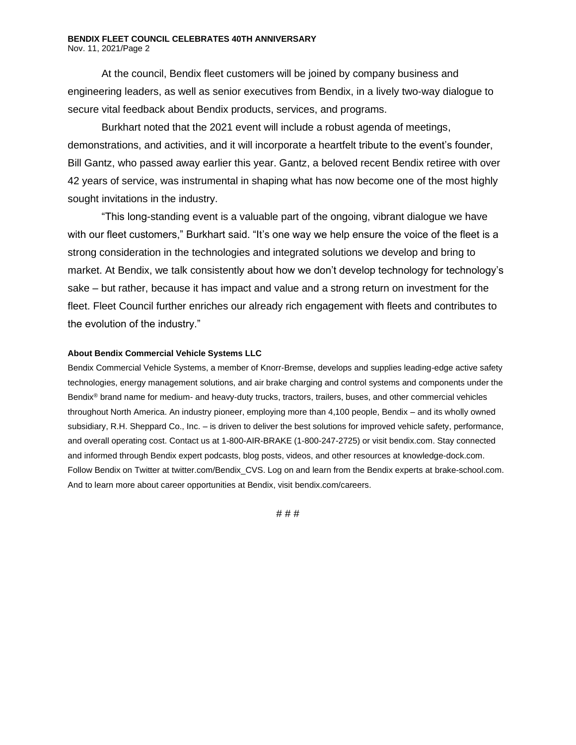At the council, Bendix fleet customers will be joined by company business and engineering leaders, as well as senior executives from Bendix, in a lively two-way dialogue to secure vital feedback about Bendix products, services, and programs.

Burkhart noted that the 2021 event will include a robust agenda of meetings, demonstrations, and activities, and it will incorporate a heartfelt tribute to the event's founder, Bill Gantz, who passed away earlier this year. Gantz, a beloved recent Bendix retiree with over 42 years of service, was instrumental in shaping what has now become one of the most highly sought invitations in the industry.

"This long-standing event is a valuable part of the ongoing, vibrant dialogue we have with our fleet customers," Burkhart said. "It's one way we help ensure the voice of the fleet is a strong consideration in the technologies and integrated solutions we develop and bring to market. At Bendix, we talk consistently about how we don't develop technology for technology's sake – but rather, because it has impact and value and a strong return on investment for the fleet. Fleet Council further enriches our already rich engagement with fleets and contributes to the evolution of the industry."

**About Bendix Commercial Vehicle Systems LLC**

Bendix Commercial Vehicle Systems, a member of Knorr-Bremse, develops and supplies leading-edge active safety technologies, energy management solutions, and air brake charging and control systems and components under the Bendix® brand name for medium- and heavy-duty trucks, tractors, trailers, buses, and other commercial vehicles throughout North America. An industry pioneer, employing more than 4,100 people, Bendix – and its wholly owned subsidiary, R.H. Sheppard Co., Inc. – is driven to deliver the best solutions for improved vehicle safety, performance, and overall operating cost. Contact us at 1-800-AIR-BRAKE (1-800-247-2725) or visit bendix.com. Stay connected and informed through Bendix expert podcasts, blog posts, videos, and other resources at knowledge-dock.com. Follow Bendix on Twitter at twitter.com/Bendix_CVS. Log on and learn from the Bendix experts at brake-school.com. And to learn more about career opportunities at Bendix, visit bendix.com/careers.

# # #